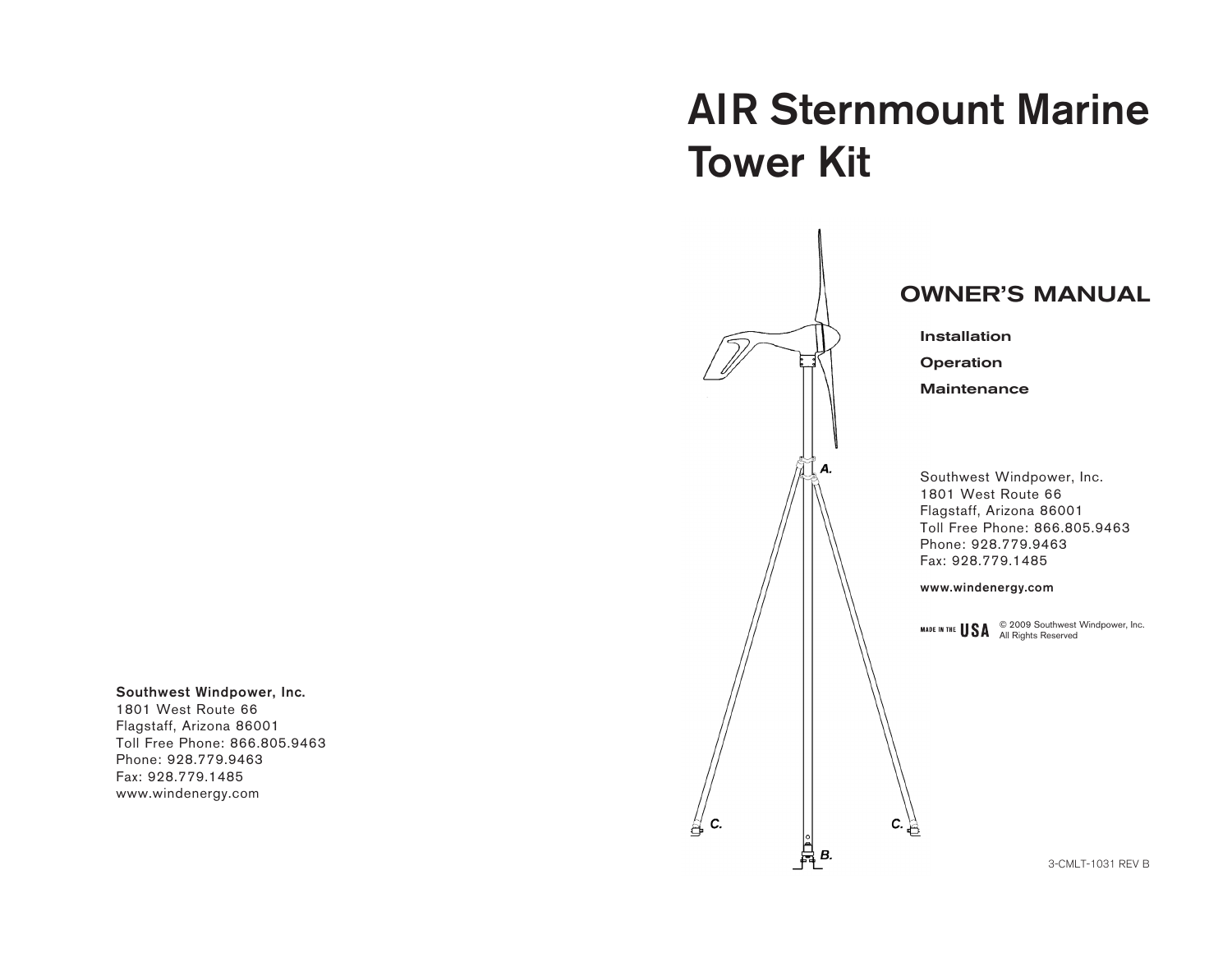Southwest Windpower, Inc.
1801 West Route 66
Flagstaff, Arizona 86001
Toll Free Phone: 866.805.9463
Phone: 928.779.9463
Fax: 928.779.1485
www.windenergy.com

# AIR Sternmount Marine Tower Kit

A.

C.

C.

B.

## OWNER'S MANUAL

**Installation**

**Operation**

**Maintenance**

Southwest Windpower, Inc.
1801 West Route 66
Flagstaff, Arizona 86001
Toll Free Phone: 866.805.9463
Phone: 928.779.9463
Fax: 928.779.1485

**www.windenergy.com**

MADE IN THE USA

© 2009 Southwest Windpower, Inc.
All Rights Reserved

3-CMLT-1031 REV B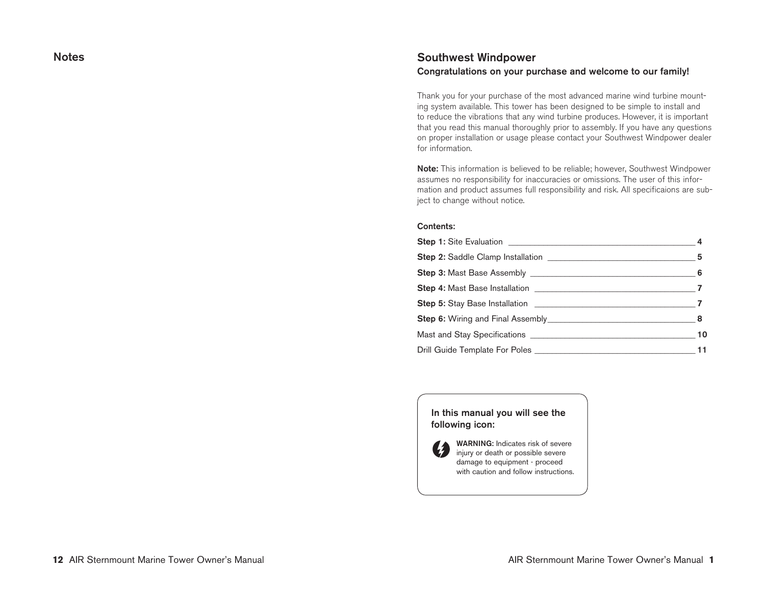## Notes

## Southwest Windpower

### Congratulations on your purchase and welcome to our family!

Thank you for your purchase of the most advanced marine wind turbine mounting system available. This tower has been designed to be simple to install and to reduce the vibrations that any wind turbine produces. However, it is important that you read this manual thoroughly prior to assembly. If you have any questions on proper installation or usage please contact your Southwest Windpower dealer for information.

**Note:** This information is believed to be reliable; however, Southwest Windpower assumes no responsibility for inaccuracies or omissions. The user of this information and product assumes full responsibility and risk. All specificaions are subject to change without notice.

**Contents:**

| | |
|---|---|
| **Step 1:** Site Evaluation | 4 |
| **Step 2:** Saddle Clamp Installation | 5 |
| **Step 3:** Mast Base Assembly | 6 |
| **Step 4:** Mast Base Installation | 7 |
| **Step 5:** Stay Base Installation | 7 |
| **Step 6:** Wiring and Final Assembly | 8 |
| Mast and Stay Specifications | 10 |
| Drill Guide Template For Poles | 11 |

**In this manual you will see the following icon:**

**WARNING:** Indicates risk of severe injury or death or possible severe damage to equipment - proceed with caution and follow instructions.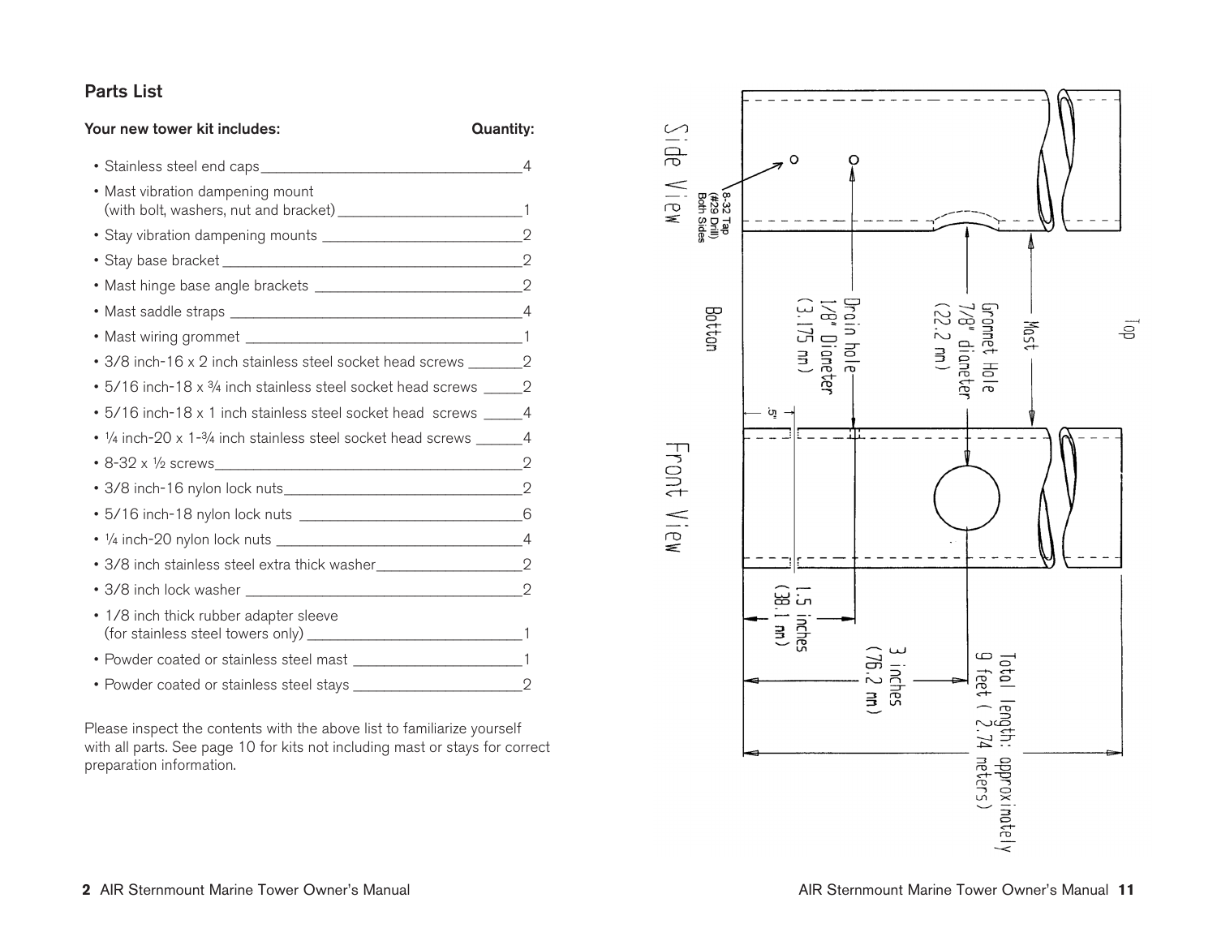## Parts List

| Your new tower kit includes: | Quantity: |
|---|---|
| • Stainless steel end caps | 4 |
| • Mast vibration dampening mount (with bolt, washers, nut and bracket) | 1 |
| • Stay vibration dampening mounts | 2 |
| • Stay base bracket | 2 |
| • Mast hinge base angle brackets | 2 |
| • Mast saddle straps | 4 |
| • Mast wiring grommet | 1 |
| • 3/8 inch-16 x 2 inch stainless steel socket head screws | 2 |
| • 5/16 inch-18 x ¾ inch stainless steel socket head screws | 2 |
| • 5/16 inch-18 x 1 inch stainless steel socket head screws | 4 |
| • ¼ inch-20 x 1-¾ inch stainless steel socket head screws | 4 |
| • 8-32 x ½ screws | 2 |
| • 3/8 inch-16 nylon lock nuts | 2 |
| • 5/16 inch-18 nylon lock nuts | 6 |
| • ¼ inch-20 nylon lock nuts | 4 |
| • 3/8 inch stainless steel extra thick washer | 2 |
| • 3/8 inch lock washer | 2 |
| • 1/8 inch thick rubber adapter sleeve (for stainless steel towers only) | 1 |
| • Powder coated or stainless steel mast | 1 |
| • Powder coated or stainless steel stays | 2 |

Please inspect the contents with the above list to familiarize yourself with all parts. See page 10 for kits not including mast or stays for correct preparation information.

Side View

8-32 Tap (#29 Drill) Both Sides

Bottom

Drain hole 1/8" Diameter (3.175 mm)

Grommet Hole 7/8" diameter (22.2 mm)

Mast

Top

.5"

Front View

1.5 inches (38.1 mm)

3 inches (76.2 mm)

Total length: approximately 9 feet (2.74 meters)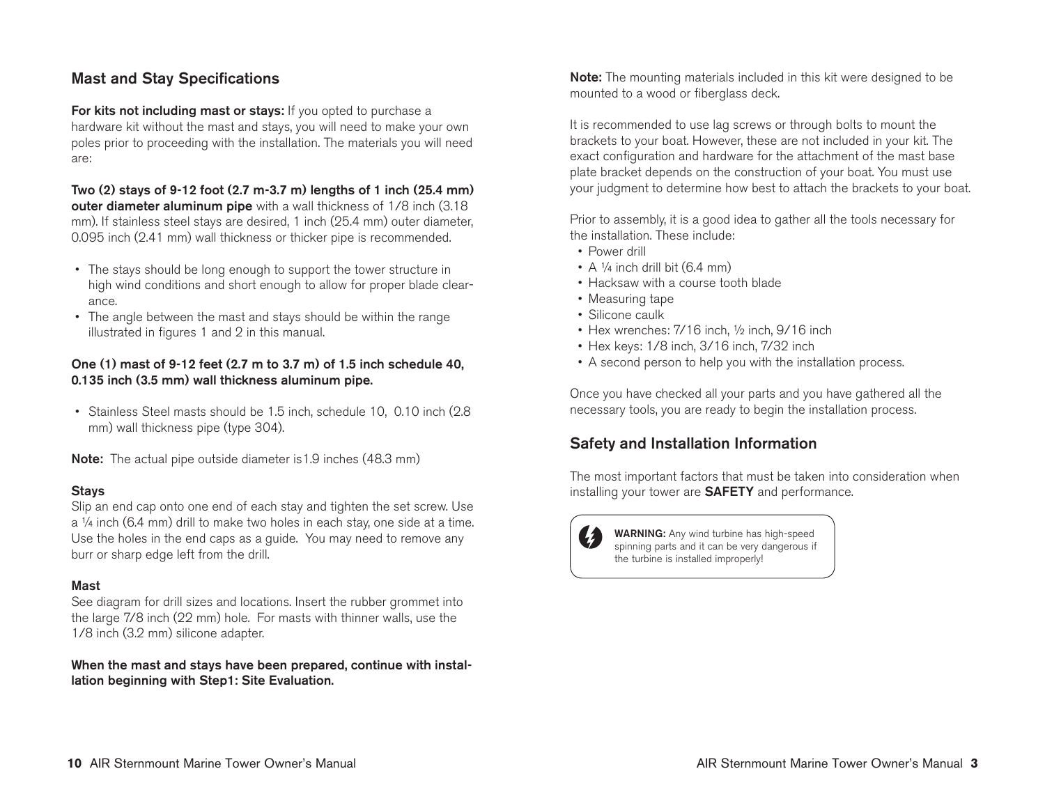## Mast and Stay Specifications

**For kits not including mast or stays:** If you opted to purchase a hardware kit without the mast and stays, you will need to make your own poles prior to proceeding with the installation. The materials you will need are:

**Two (2) stays of 9-12 foot (2.7 m-3.7 m) lengths of 1 inch (25.4 mm) outer diameter aluminum pipe** with a wall thickness of 1/8 inch (3.18 mm). If stainless steel stays are desired, 1 inch (25.4 mm) outer diameter, 0.095 inch (2.41 mm) wall thickness or thicker pipe is recommended.

- The stays should be long enough to support the tower structure in high wind conditions and short enough to allow for proper blade clearance.
- The angle between the mast and stays should be within the range illustrated in figures 1 and 2 in this manual.

**One (1) mast of 9-12 feet (2.7 m to 3.7 m) of 1.5 inch schedule 40, 0.135 inch (3.5 mm) wall thickness aluminum pipe.**

- Stainless Steel masts should be 1.5 inch, schedule 10, 0.10 inch (2.8 mm) wall thickness pipe (type 304).

**Note:** The actual pipe outside diameter is1.9 inches (48.3 mm)

**Stays**

Slip an end cap onto one end of each stay and tighten the set screw. Use a ¼ inch (6.4 mm) drill to make two holes in each stay, one side at a time. Use the holes in the end caps as a guide. You may need to remove any burr or sharp edge left from the drill.

**Mast**

See diagram for drill sizes and locations. Insert the rubber grommet into the large 7/8 inch (22 mm) hole. For masts with thinner walls, use the 1/8 inch (3.2 mm) silicone adapter.

**When the mast and stays have been prepared, continue with installation beginning with Step1: Site Evaluation.**

**Note:** The mounting materials included in this kit were designed to be mounted to a wood or fiberglass deck.

It is recommended to use lag screws or through bolts to mount the brackets to your boat. However, these are not included in your kit. The exact configuration and hardware for the attachment of the mast base plate bracket depends on the construction of your boat. You must use your judgment to determine how best to attach the brackets to your boat.

Prior to assembly, it is a good idea to gather all the tools necessary for the installation. These include:

- Power drill
- A ¼ inch drill bit (6.4 mm)
- Hacksaw with a course tooth blade
- Measuring tape
- Silicone caulk
- Hex wrenches: 7/16 inch, ½ inch, 9/16 inch
- Hex keys: 1/8 inch, 3/16 inch, 7/32 inch
- A second person to help you with the installation process.

Once you have checked all your parts and you have gathered all the necessary tools, you are ready to begin the installation process.

## Safety and Installation Information

The most important factors that must be taken into consideration when installing your tower are **SAFETY** and performance.

**WARNING:** Any wind turbine has high-speed spinning parts and it can be very dangerous if the turbine is installed improperly!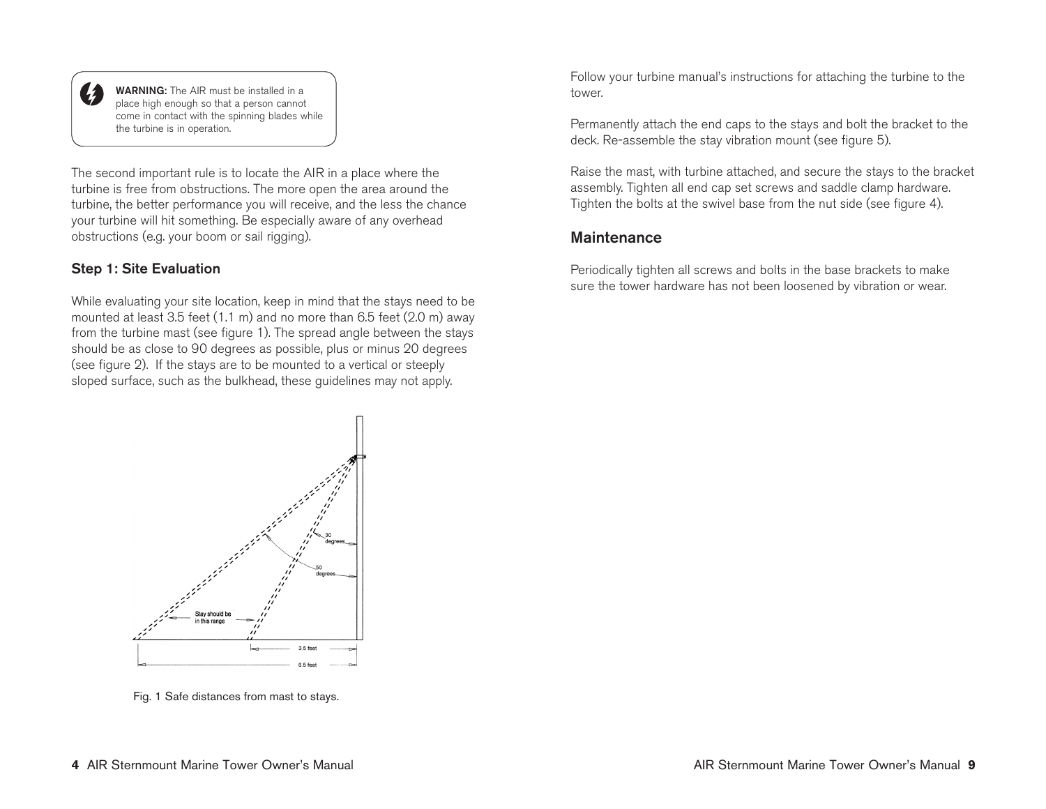> **WARNING:** The AIR must be installed in a place high enough so that a person cannot come in contact with the spinning blades while the turbine is in operation.

The second important rule is to locate the AIR in a place where the turbine is free from obstructions. The more open the area around the turbine, the better performance you will receive, and the less the chance your turbine will hit something. Be especially aware of any overhead obstructions (e.g. your boom or sail rigging).

### Step 1: Site Evaluation

While evaluating your site location, keep in mind that the stays need to be mounted at least 3.5 feet (1.1 m) and no more than 6.5 feet (2.0 m) away from the turbine mast (see figure 1). The spread angle between the stays should be as close to 90 degrees as possible, plus or minus 20 degrees (see figure 2). If the stays are to be mounted to a vertical or steeply sloped surface, such as the bulkhead, these guidelines may not apply.

Fig. 1 Safe distances from mast to stays.

Follow your turbine manual's instructions for attaching the turbine to the tower.

Permanently attach the end caps to the stays and bolt the bracket to the deck. Re-assemble the stay vibration mount (see figure 5).

Raise the mast, with turbine attached, and secure the stays to the bracket assembly. Tighten all end cap set screws and saddle clamp hardware. Tighten the bolts at the swivel base from the nut side (see figure 4).

## Maintenance

Periodically tighten all screws and bolts in the base brackets to make sure the tower hardware has not been loosened by vibration or wear.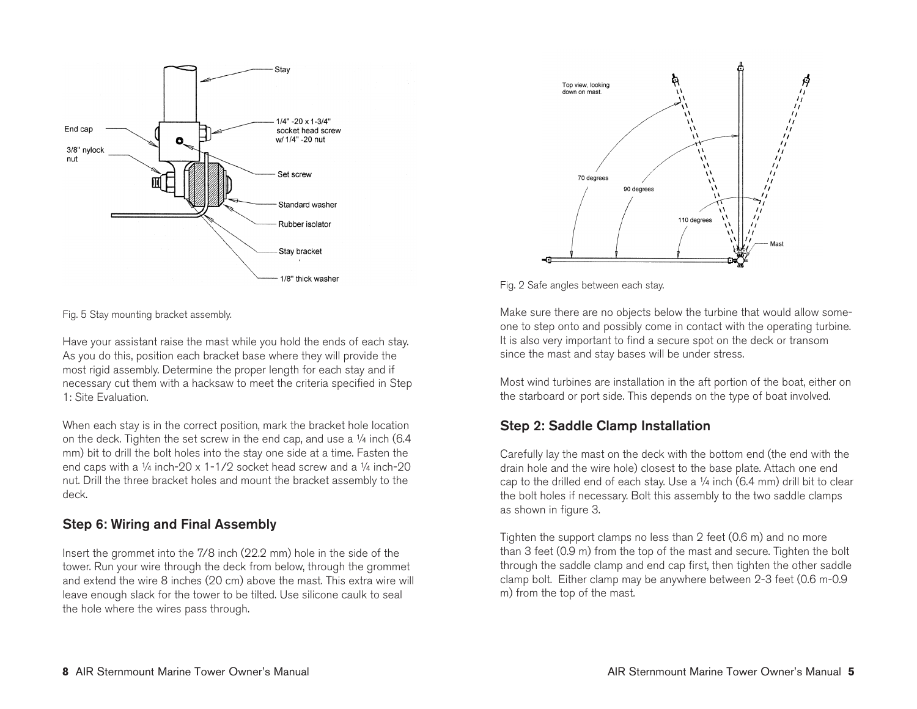Fig. 5 Stay mounting bracket assembly.

Have your assistant raise the mast while you hold the ends of each stay. As you do this, position each bracket base where they will provide the most rigid assembly. Determine the proper length for each stay and if necessary cut them with a hacksaw to meet the criteria specified in Step 1: Site Evaluation.

When each stay is in the correct position, mark the bracket hole location on the deck. Tighten the set screw in the end cap, and use a ¼ inch (6.4 mm) bit to drill the bolt holes into the stay one side at a time. Fasten the end caps with a ¼ inch-20 x 1-1/2 socket head screw and a ¼ inch-20 nut. Drill the three bracket holes and mount the bracket assembly to the deck.

## Step 6: Wiring and Final Assembly

Insert the grommet into the 7/8 inch (22.2 mm) hole in the side of the tower. Run your wire through the deck from below, through the grommet and extend the wire 8 inches (20 cm) above the mast. This extra wire will leave enough slack for the tower to be tilted. Use silicone caulk to seal the hole where the wires pass through.

Fig. 2 Safe angles between each stay.

Make sure there are no objects below the turbine that would allow someone to step onto and possibly come in contact with the operating turbine. It is also very important to find a secure spot on the deck or transom since the mast and stay bases will be under stress.

Most wind turbines are installation in the aft portion of the boat, either on the starboard or port side. This depends on the type of boat involved.

## Step 2: Saddle Clamp Installation

Carefully lay the mast on the deck with the bottom end (the end with the drain hole and the wire hole) closest to the base plate. Attach one end cap to the drilled end of each stay. Use a ¼ inch (6.4 mm) drill bit to clear the bolt holes if necessary. Bolt this assembly to the two saddle clamps as shown in figure 3.

Tighten the support clamps no less than 2 feet (0.6 m) and no more than 3 feet (0.9 m) from the top of the mast and secure. Tighten the bolt through the saddle clamp and end cap first, then tighten the other saddle clamp bolt. Either clamp may be anywhere between 2-3 feet (0.6 m-0.9 m) from the top of the mast.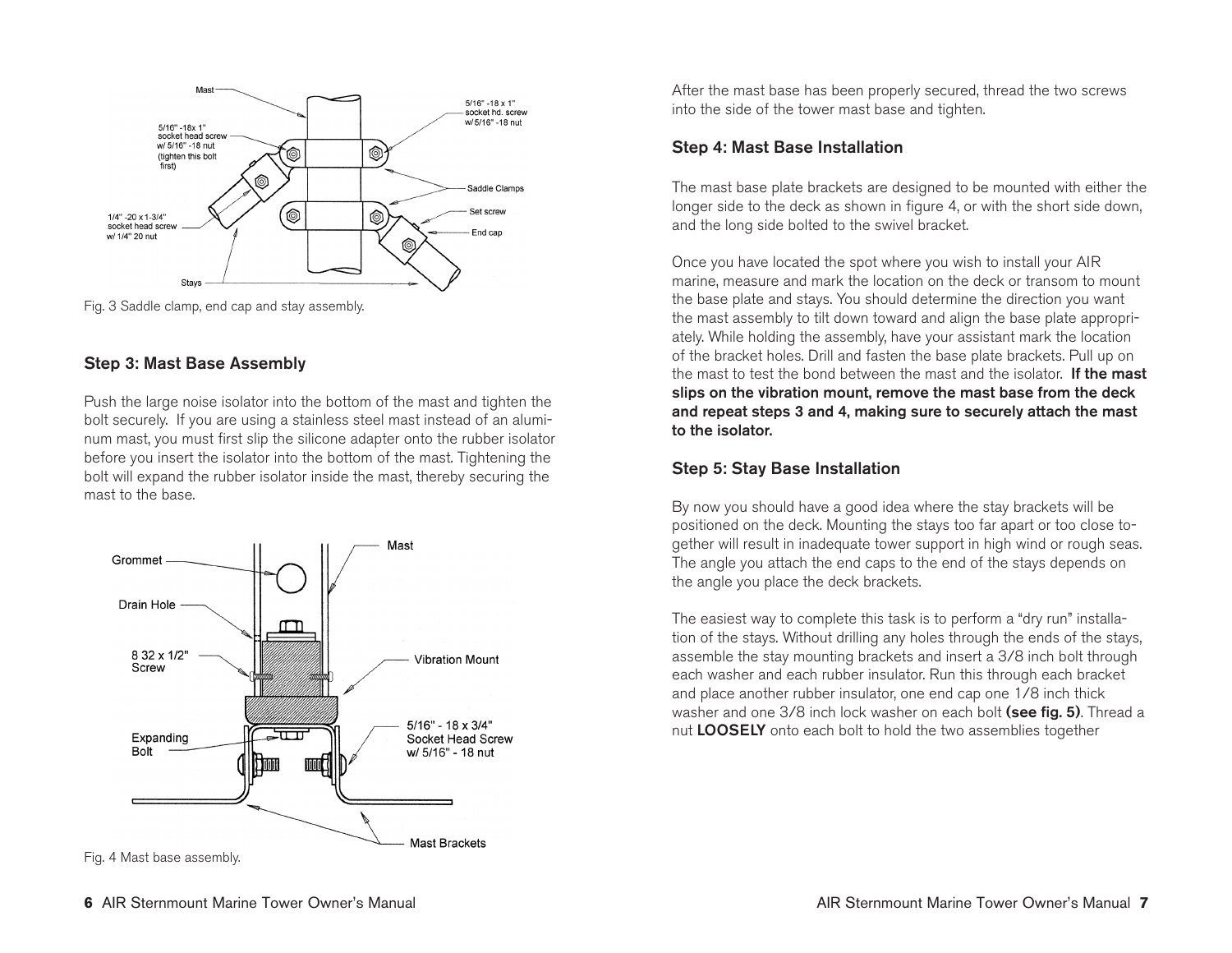Mast

5/16" -18x 1" socket head screw w/ 5/16" -18 nut (tighten this bolt first)

5/16" -18 x 1" socket hd. screw w/ 5/16" -18 nut

Saddle Clamps

Set screw

End cap

1/4" -20 x 1-3/4" socket head screw w/ 1/4" 20 nut

Stays

Fig. 3 Saddle clamp, end cap and stay assembly.

### Step 3: Mast Base Assembly

Push the large noise isolator into the bottom of the mast and tighten the bolt securely. If you are using a stainless steel mast instead of an aluminum mast, you must first slip the silicone adapter onto the rubber isolator before you insert the isolator into the bottom of the mast. Tightening the bolt will expand the rubber isolator inside the mast, thereby securing the mast to the base.

Grommet

Mast

Drain Hole

8 32 x 1/2" Screw

Vibration Mount

Expanding Bolt

5/16" - 18 x 3/4" Socket Head Screw w/ 5/16" - 18 nut

Mast Brackets

Fig. 4 Mast base assembly.

After the mast base has been properly secured, thread the two screws into the side of the tower mast base and tighten.

### Step 4: Mast Base Installation

The mast base plate brackets are designed to be mounted with either the longer side to the deck as shown in figure 4, or with the short side down, and the long side bolted to the swivel bracket.

Once you have located the spot where you wish to install your AIR marine, measure and mark the location on the deck or transom to mount the base plate and stays. You should determine the direction you want the mast assembly to tilt down toward and align the base plate appropriately. While holding the assembly, have your assistant mark the location of the bracket holes. Drill and fasten the base plate brackets. Pull up on the mast to test the bond between the mast and the isolator. **If the mast slips on the vibration mount, remove the mast base from the deck and repeat steps 3 and 4, making sure to securely attach the mast to the isolator.**

### Step 5: Stay Base Installation

By now you should have a good idea where the stay brackets will be positioned on the deck. Mounting the stays too far apart or too close together will result in inadequate tower support in high wind or rough seas. The angle you attach the end caps to the end of the stays depends on the angle you place the deck brackets.

The easiest way to complete this task is to perform a "dry run" installation of the stays. Without drilling any holes through the ends of the stays, assemble the stay mounting brackets and insert a 3/8 inch bolt through each washer and each rubber insulator. Run this through each bracket and place another rubber insulator, one end cap one 1/8 inch thick washer and one 3/8 inch lock washer on each bolt **(see fig. 5)**. Thread a nut **LOOSELY** onto each bolt to hold the two assemblies together